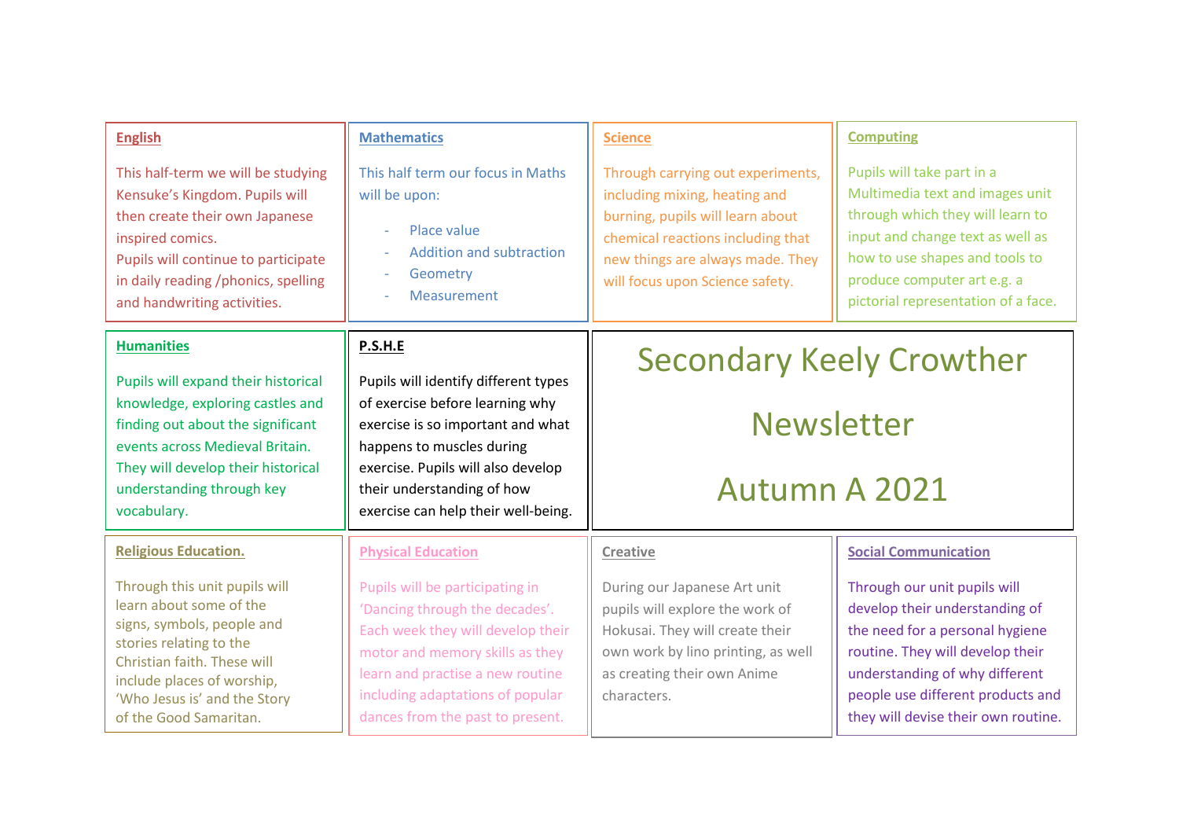# Secondary Keely Crowther Newsletter

# Autumn A 2021

## English

This half-term we will be studying Kensuke's Kingdom. Pupils will then create their own Japanese inspired comics.
Pupils will continue to participate in daily reading /phonics, spelling and handwriting activities.

## Mathematics

This half term our focus in Maths will be upon:

- Place value
- Addition and subtraction
- Geometry
- Measurement

## Science

Through carrying out experiments, including mixing, heating and burning, pupils will learn about chemical reactions including that new things are always made. They will focus upon Science safety.

## Computing

Pupils will take part in a Multimedia text and images unit through which they will learn to input and change text as well as how to use shapes and tools to produce computer art e.g. a pictorial representation of a face.

## Humanities

Pupils will expand their historical knowledge, exploring castles and finding out about the significant events across Medieval Britain. They will develop their historical understanding through key vocabulary.

## P.S.H.E

Pupils will identify different types of exercise before learning why exercise is so important and what happens to muscles during exercise. Pupils will also develop their understanding of how exercise can help their well-being.

## Religious Education.

Through this unit pupils will learn about some of the signs, symbols, people and stories relating to the Christian faith. These will include places of worship, 'Who Jesus is' and the Story of the Good Samaritan.

## Physical Education

Pupils will be participating in 'Dancing through the decades'. Each week they will develop their motor and memory skills as they learn and practise a new routine including adaptations of popular dances from the past to present.

## Creative

During our Japanese Art unit pupils will explore the work of Hokusai. They will create their own work by lino printing, as well as creating their own Anime characters.

## Social Communication

Through our unit pupils will develop their understanding of the need for a personal hygiene routine. They will develop their understanding of why different people use different products and they will devise their own routine.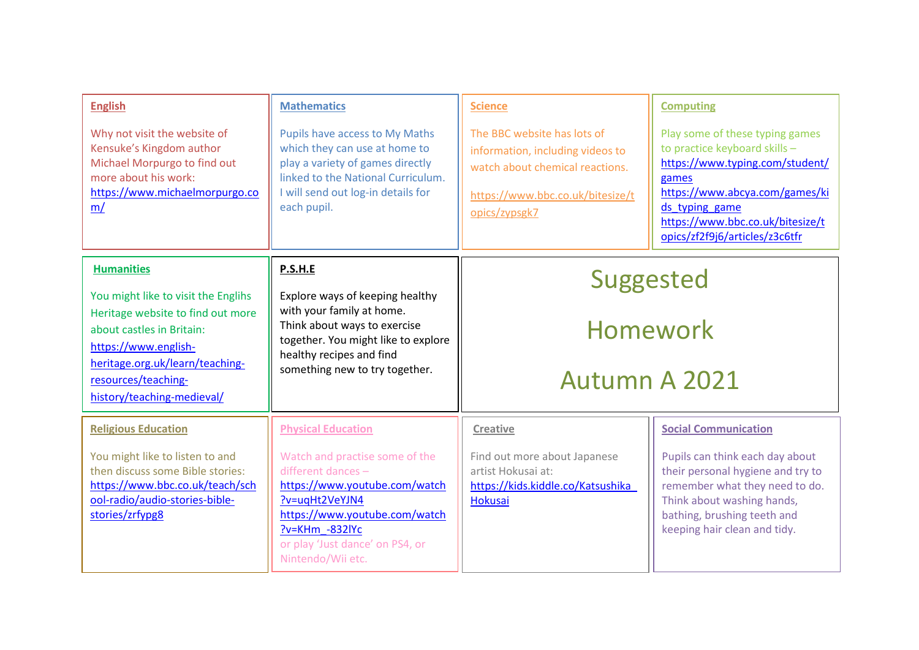# Suggested Homework Autumn A 2021

## English

Why not visit the website of Kensuke's Kingdom author Michael Morpurgo to find out more about his work: https://www.michaelmorpurgo.com/

## Mathematics

Pupils have access to My Maths which they can use at home to play a variety of games directly linked to the National Curriculum. I will send out log-in details for each pupil.

## Science

The BBC website has lots of information, including videos to watch about chemical reactions.

https://www.bbc.co.uk/bitesize/topics/zypsgk7

## Computing

Play some of these typing games to practice keyboard skills –
https://www.typing.com/student/games
https://www.abcya.com/games/kids_typing_game
https://www.bbc.co.uk/bitesize/topics/zf2f9j6/articles/z3c6tfr

## Humanities

You might like to visit the Englihs Heritage website to find out more about castles in Britain: https://www.english-heritage.org.uk/learn/teaching-resources/teaching-history/teaching-medieval/

## P.S.H.E

Explore ways of keeping healthy with your family at home.
Think about ways to exercise together. You might like to explore healthy recipes and find something new to try together.

## Religious Education

You might like to listen to and then discuss some Bible stories: https://www.bbc.co.uk/teach/school-radio/audio-stories-bible-stories/zrfypg8

## Physical Education

Watch and practise some of the different dances –
https://www.youtube.com/watch?v=uqHt2VeYJN4
https://www.youtube.com/watch?v=KHm_-832lYc
or play 'Just dance' on PS4, or Nintendo/Wii etc.

## Creative

Find out more about Japanese artist Hokusai at:
https://kids.kiddle.co/Katsushika_Hokusai

## Social Communication

Pupils can think each day about their personal hygiene and try to remember what they need to do. Think about washing hands, bathing, brushing teeth and keeping hair clean and tidy.